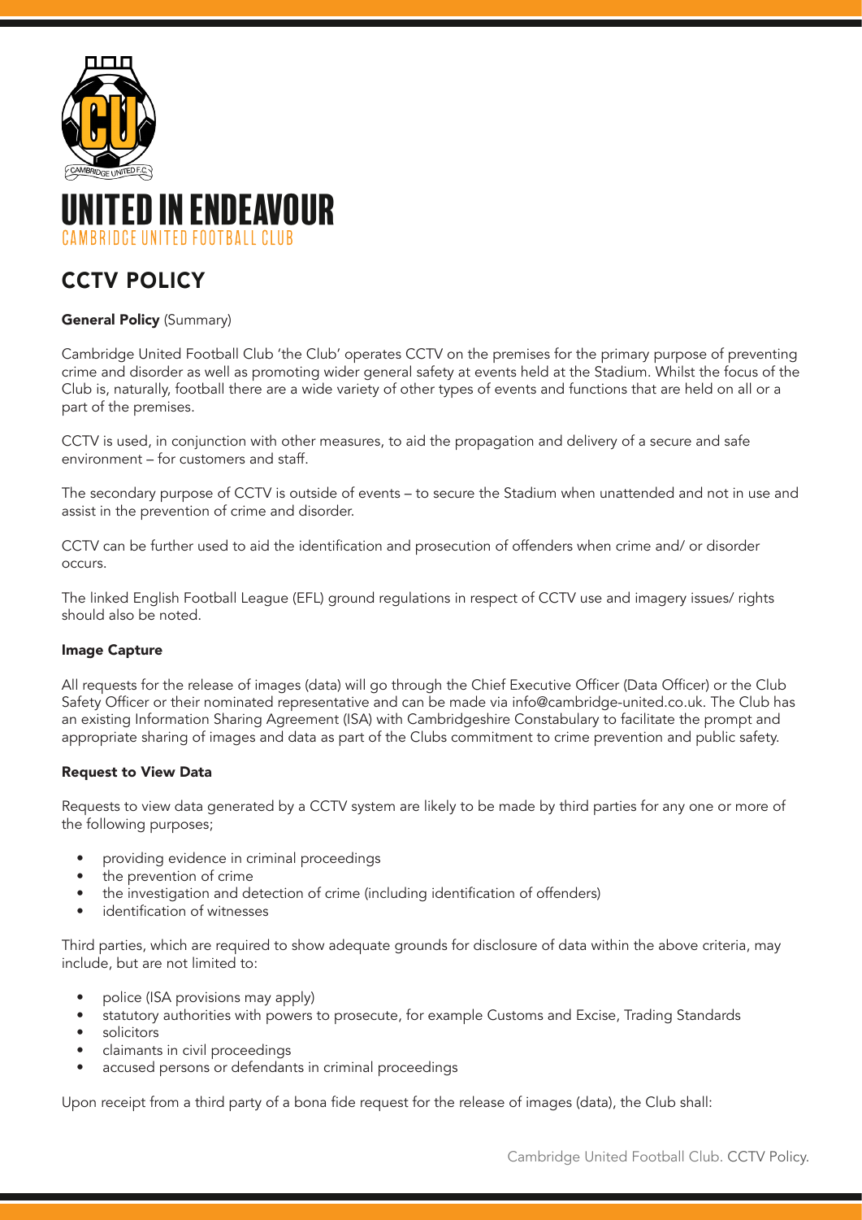UNITED IN ENDEAVOUR

CAMBRIDGE UNITED FOOTBALL CLUB

# CCTV POLICY

**General Policy** (Summary)

Cambridge United Football Club 'the Club' operates CCTV on the premises for the primary purpose of preventing crime and disorder as well as promoting wider general safety at events held at the Stadium. Whilst the focus of the Club is, naturally, football there are a wide variety of other types of events and functions that are held on all or a part of the premises.

CCTV is used, in conjunction with other measures, to aid the propagation and delivery of a secure and safe environment – for customers and staff.

The secondary purpose of CCTV is outside of events – to secure the Stadium when unattended and not in use and assist in the prevention of crime and disorder.

CCTV can be further used to aid the identification and prosecution of offenders when crime and/ or disorder occurs.

The linked English Football League (EFL) ground regulations in respect of CCTV use and imagery issues/ rights should also be noted.

**Image Capture**

All requests for the release of images (data) will go through the Chief Executive Officer (Data Officer) or the Club Safety Officer or their nominated representative and can be made via info@cambridge-united.co.uk. The Club has an existing Information Sharing Agreement (ISA) with Cambridgeshire Constabulary to facilitate the prompt and appropriate sharing of images and data as part of the Clubs commitment to crime prevention and public safety.

**Request to View Data**

Requests to view data generated by a CCTV system are likely to be made by third parties for any one or more of the following purposes;

- providing evidence in criminal proceedings
- the prevention of crime
- the investigation and detection of crime (including identification of offenders)
- identification of witnesses

Third parties, which are required to show adequate grounds for disclosure of data within the above criteria, may include, but are not limited to:

- police (ISA provisions may apply)
- statutory authorities with powers to prosecute, for example Customs and Excise, Trading Standards
- solicitors
- claimants in civil proceedings
- accused persons or defendants in criminal proceedings

Upon receipt from a third party of a bona fide request for the release of images (data), the Club shall: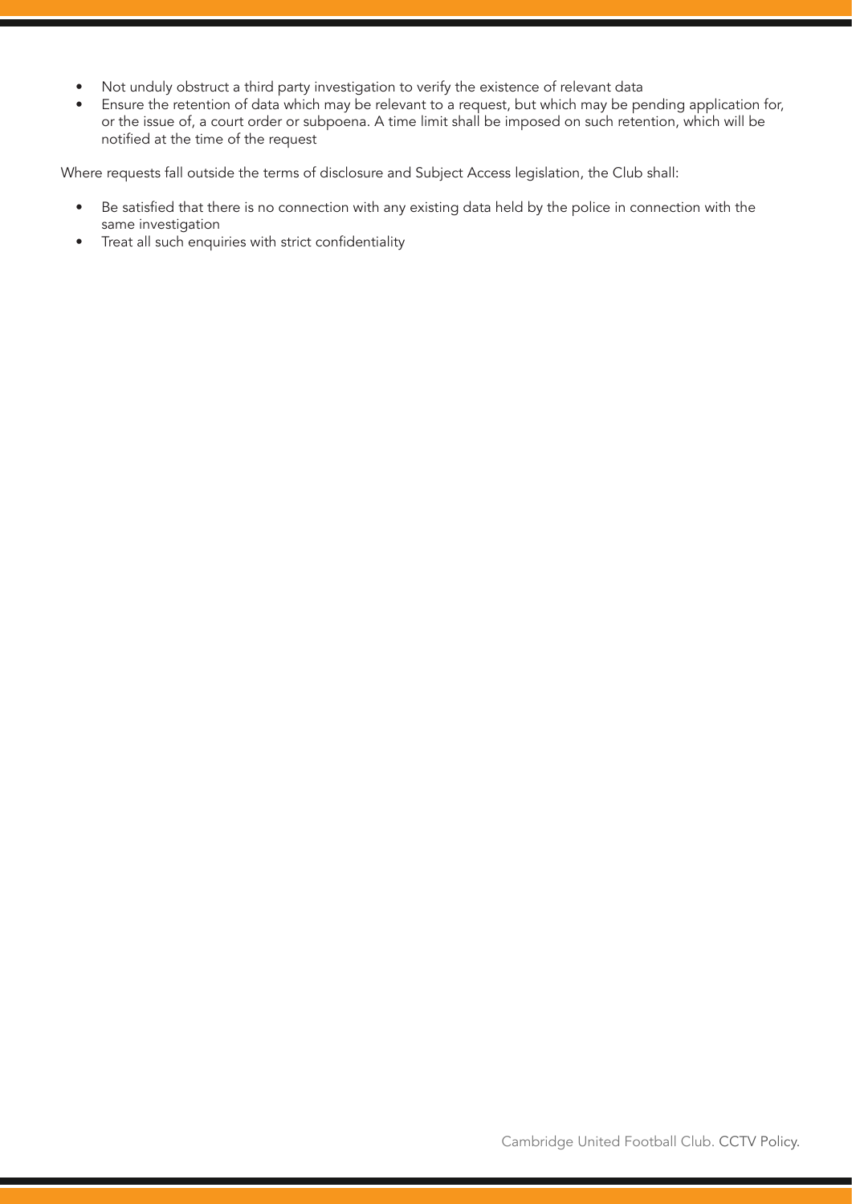- Not unduly obstruct a third party investigation to verify the existence of relevant data
- Ensure the retention of data which may be relevant to a request, but which may be pending application for, or the issue of, a court order or subpoena. A time limit shall be imposed on such retention, which will be notified at the time of the request

Where requests fall outside the terms of disclosure and Subject Access legislation, the Club shall:

- Be satisfied that there is no connection with any existing data held by the police in connection with the same investigation
- Treat all such enquiries with strict confidentiality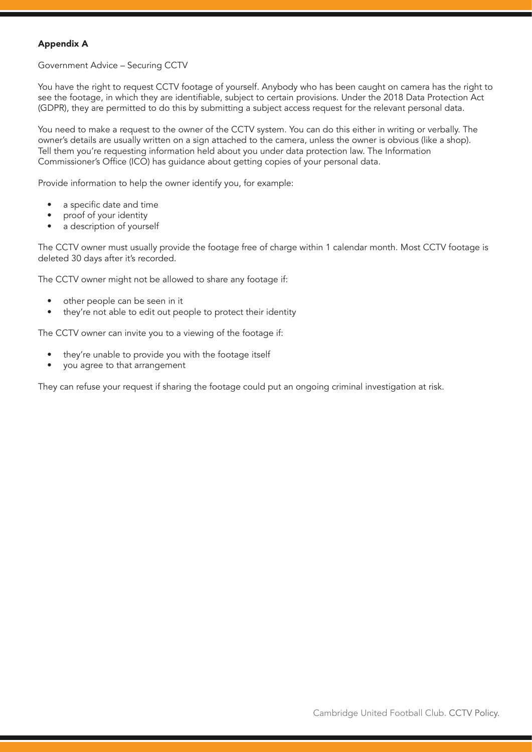## Appendix A

Government Advice – Securing CCTV

You have the right to request CCTV footage of yourself. Anybody who has been caught on camera has the right to see the footage, in which they are identifiable, subject to certain provisions. Under the 2018 Data Protection Act (GDPR), they are permitted to do this by submitting a subject access request for the relevant personal data.

You need to make a request to the owner of the CCTV system. You can do this either in writing or verbally. The owner's details are usually written on a sign attached to the camera, unless the owner is obvious (like a shop). Tell them you're requesting information held about you under data protection law. The Information Commissioner's Office (ICO) has guidance about getting copies of your personal data.

Provide information to help the owner identify you, for example:

- a specific date and time
- proof of your identity
- a description of yourself

The CCTV owner must usually provide the footage free of charge within 1 calendar month. Most CCTV footage is deleted 30 days after it's recorded.

The CCTV owner might not be allowed to share any footage if:

- other people can be seen in it
- they're not able to edit out people to protect their identity

The CCTV owner can invite you to a viewing of the footage if:

- they're unable to provide you with the footage itself
- you agree to that arrangement

They can refuse your request if sharing the footage could put an ongoing criminal investigation at risk.